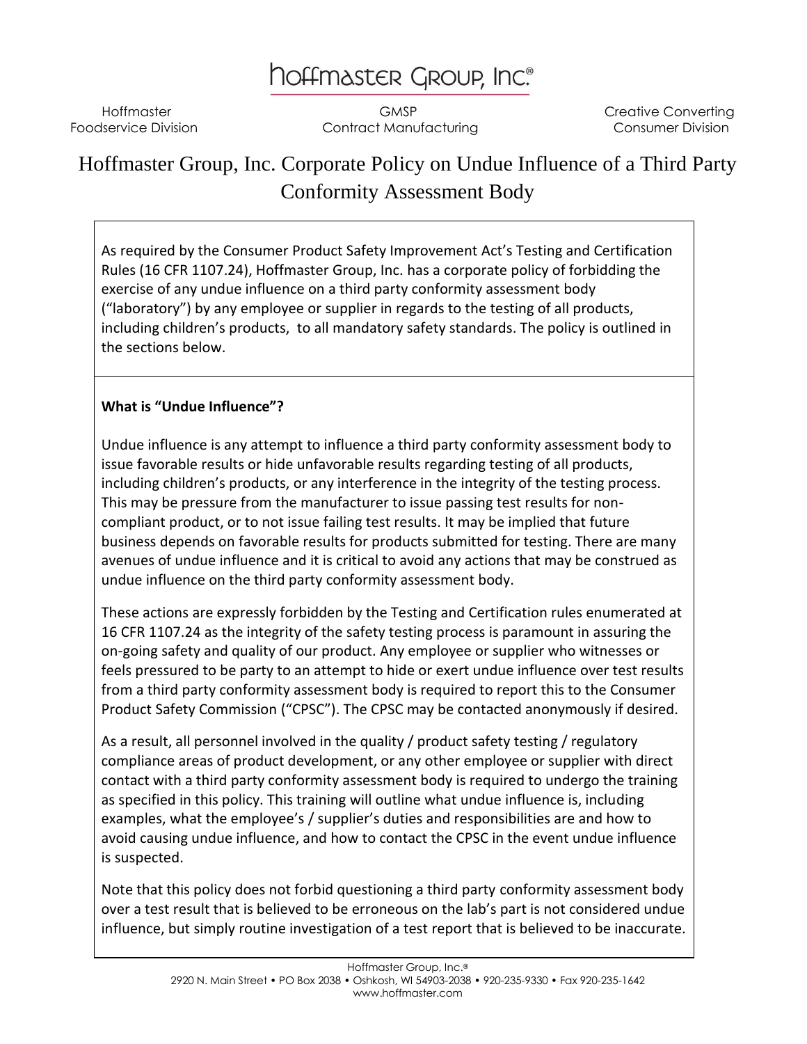# Hoffmaster Group, Inc.®

Hoffmaster Foodservice Division | GMSP Contract Manufacturing | Creative Converting Consumer Division

## Hoffmaster Group, Inc. Corporate Policy on Undue Influence of a Third Party Conformity Assessment Body

As required by the Consumer Product Safety Improvement Act's Testing and Certification Rules (16 CFR 1107.24), Hoffmaster Group, Inc. has a corporate policy of forbidding the exercise of any undue influence on a third party conformity assessment body ("laboratory") by any employee or supplier in regards to the testing of all products, including children's products, to all mandatory safety standards. The policy is outlined in the sections below.

**What is "Undue Influence"?**

Undue influence is any attempt to influence a third party conformity assessment body to issue favorable results or hide unfavorable results regarding testing of all products, including children's products, or any interference in the integrity of the testing process. This may be pressure from the manufacturer to issue passing test results for non-compliant product, or to not issue failing test results. It may be implied that future business depends on favorable results for products submitted for testing. There are many avenues of undue influence and it is critical to avoid any actions that may be construed as undue influence on the third party conformity assessment body.

These actions are expressly forbidden by the Testing and Certification rules enumerated at 16 CFR 1107.24 as the integrity of the safety testing process is paramount in assuring the on-going safety and quality of our product. Any employee or supplier who witnesses or feels pressured to be party to an attempt to hide or exert undue influence over test results from a third party conformity assessment body is required to report this to the Consumer Product Safety Commission ("CPSC"). The CPSC may be contacted anonymously if desired.

As a result, all personnel involved in the quality / product safety testing / regulatory compliance areas of product development, or any other employee or supplier with direct contact with a third party conformity assessment body is required to undergo the training as specified in this policy. This training will outline what undue influence is, including examples, what the employee's / supplier's duties and responsibilities are and how to avoid causing undue influence, and how to contact the CPSC in the event undue influence is suspected.

Note that this policy does not forbid questioning a third party conformity assessment body over a test result that is believed to be erroneous on the lab's part is not considered undue influence, but simply routine investigation of a test report that is believed to be inaccurate.

Hoffmaster Group, Inc.®
2920 N. Main Street • PO Box 2038 • Oshkosh, WI 54903-2038 • 920-235-9330 • Fax 920-235-1642
www.hoffmaster.com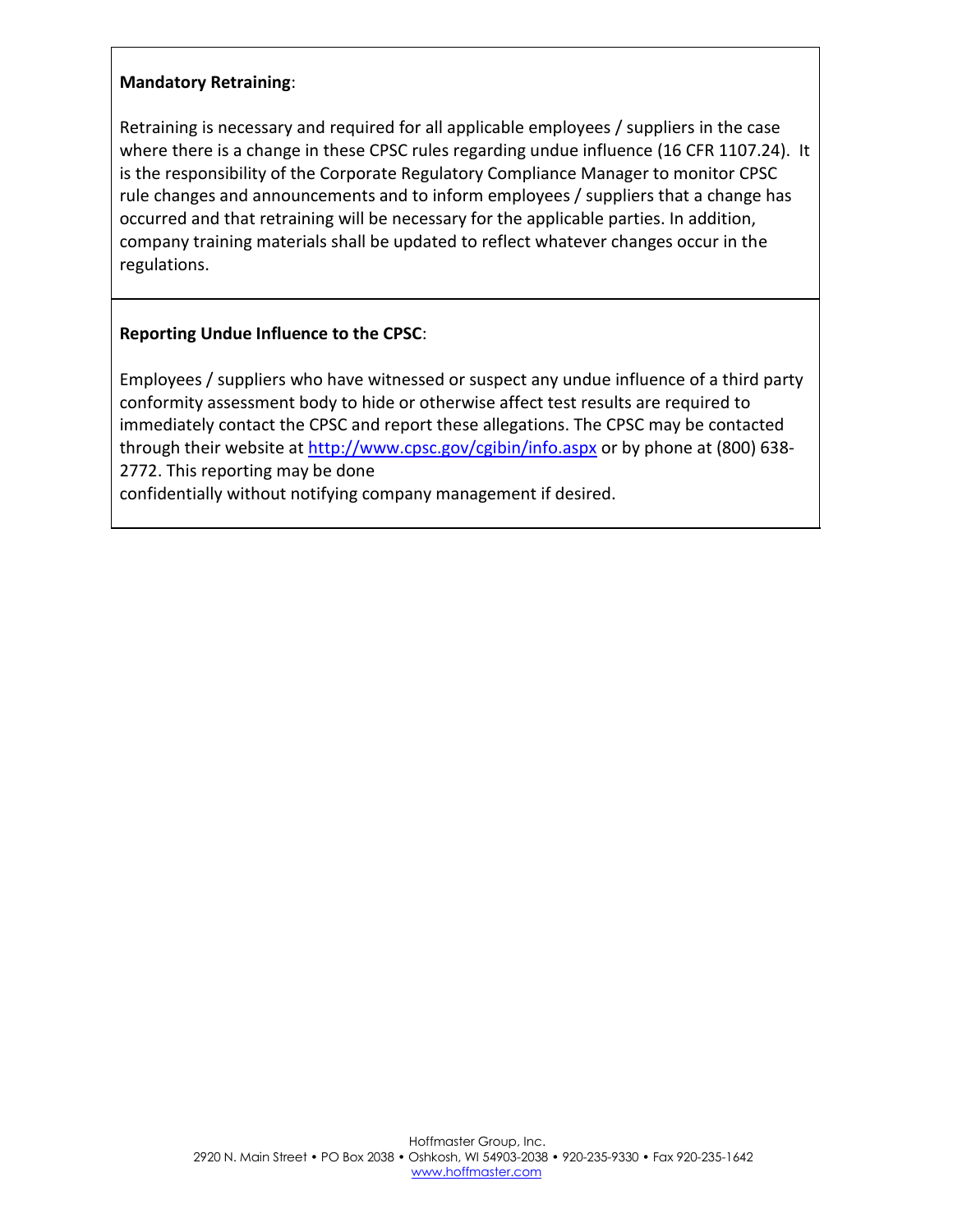**Mandatory Retraining**:

Retraining is necessary and required for all applicable employees / suppliers in the case where there is a change in these CPSC rules regarding undue influence (16 CFR 1107.24). It is the responsibility of the Corporate Regulatory Compliance Manager to monitor CPSC rule changes and announcements and to inform employees / suppliers that a change has occurred and that retraining will be necessary for the applicable parties. In addition, company training materials shall be updated to reflect whatever changes occur in the regulations.

**Reporting Undue Influence to the CPSC**:

Employees / suppliers who have witnessed or suspect any undue influence of a third party conformity assessment body to hide or otherwise affect test results are required to immediately contact the CPSC and report these allegations. The CPSC may be contacted through their website at [http://www.cpsc.gov/cgibin/info.aspx](http://www.cpsc.gov/cgibin/info.aspx) or by phone at (800) 638-2772. This reporting may be done confidentially without notifying company management if desired.

Hoffmaster Group, Inc.
2920 N. Main Street • PO Box 2038 • Oshkosh, WI 54903-2038 • 920-235-9330 • Fax 920-235-1642
[www.hoffmaster.com](http://www.hoffmaster.com)